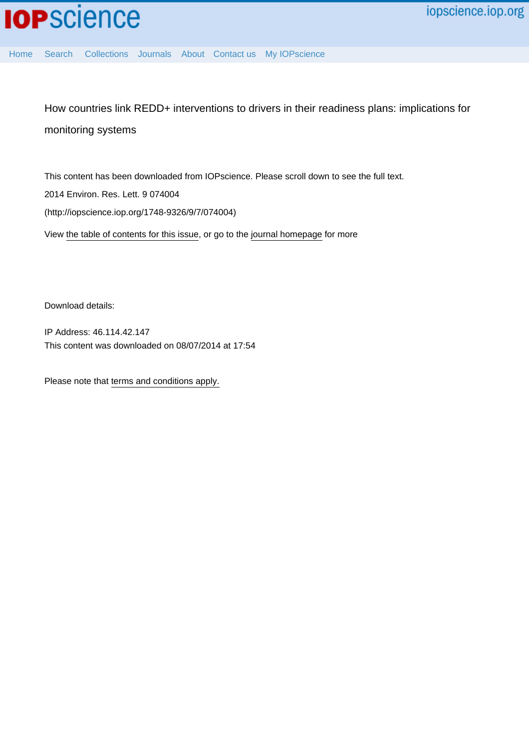How countries link REDD+ interventions to drivers in their readiness plans: implications for monitoring systems

This content has been downloaded from IOPscience. Please scroll down to see the full text.

2014 Environ. Res. Lett. 9 074004

(http://iopscience.iop.org/1748-9326/9/7/074004)

View the table of contents for this issue, or go to the journal homepage for more

Download details:

IP Address: 46.114.42.147

This content was downloaded on 08/07/2014 at 17:54

Please note that terms and conditions apply.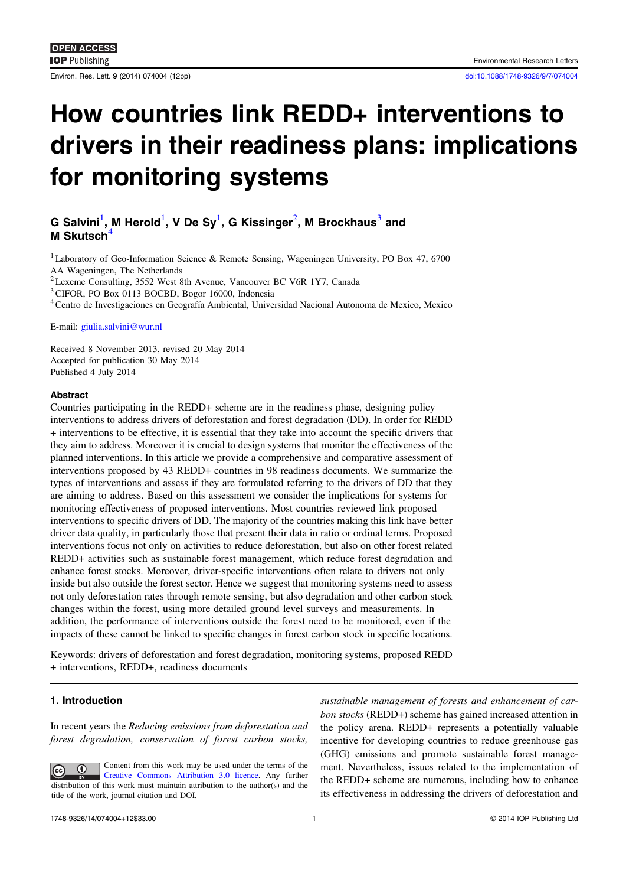# How countries link REDD+ interventions to drivers in their readiness plans: implications for monitoring systems

**G Salvini**[1], **M Herold**[1], **V De Sy**[1], **G Kissinger**[2], **M Brockhaus**[3] **and M Skutsch**[4]

[1] Laboratory of Geo-Information Science & Remote Sensing, Wageningen University, PO Box 47, 6700 AA Wageningen, The Netherlands

[2] Lexeme Consulting, 3552 West 8th Avenue, Vancouver BC V6R 1Y7, Canada

[3] CIFOR, PO Box 0113 BOCBD, Bogor 16000, Indonesia

[4] Centro de Investigaciones en Geografía Ambiental, Universidad Nacional Autonoma de Mexico, Mexico

E-mail: giulia.salvini@wur.nl

Received 8 November 2013, revised 20 May 2014
Accepted for publication 30 May 2014
Published 4 July 2014

### Abstract

Countries participating in the REDD+ scheme are in the readiness phase, designing policy interventions to address drivers of deforestation and forest degradation (DD). In order for REDD + interventions to be effective, it is essential that they take into account the specific drivers that they aim to address. Moreover it is crucial to design systems that monitor the effectiveness of the planned interventions. In this article we provide a comprehensive and comparative assessment of interventions proposed by 43 REDD+ countries in 98 readiness documents. We summarize the types of interventions and assess if they are formulated referring to the drivers of DD that they are aiming to address. Based on this assessment we consider the implications for systems for monitoring effectiveness of proposed interventions. Most countries reviewed link proposed interventions to specific drivers of DD. The majority of the countries making this link have better driver data quality, in particularly those that present their data in ratio or ordinal terms. Proposed interventions focus not only on activities to reduce deforestation, but also on other forest related REDD+ activities such as sustainable forest management, which reduce forest degradation and enhance forest stocks. Moreover, driver-specific interventions often relate to drivers not only inside but also outside the forest sector. Hence we suggest that monitoring systems need to assess not only deforestation rates through remote sensing, but also degradation and other carbon stock changes within the forest, using more detailed ground level surveys and measurements. In addition, the performance of interventions outside the forest need to be monitored, even if the impacts of these cannot be linked to specific changes in forest carbon stock in specific locations.

Keywords: drivers of deforestation and forest degradation, monitoring systems, proposed REDD + interventions, REDD+, readiness documents

## 1. Introduction

In recent years the *Reducing emissions from deforestation and forest degradation, conservation of forest carbon stocks, sustainable management of forests and enhancement of carbon stocks* (REDD+) scheme has gained increased attention in the policy arena. REDD+ represents a potentially valuable incentive for developing countries to reduce greenhouse gas (GHG) emissions and promote sustainable forest management. Nevertheless, issues related to the implementation of the REDD+ scheme are numerous, including how to enhance its effectiveness in addressing the drivers of deforestation and

Content from this work may be used under the terms of the Creative Commons Attribution 3.0 licence. Any further distribution of this work must maintain attribution to the author(s) and the title of the work, journal citation and DOI.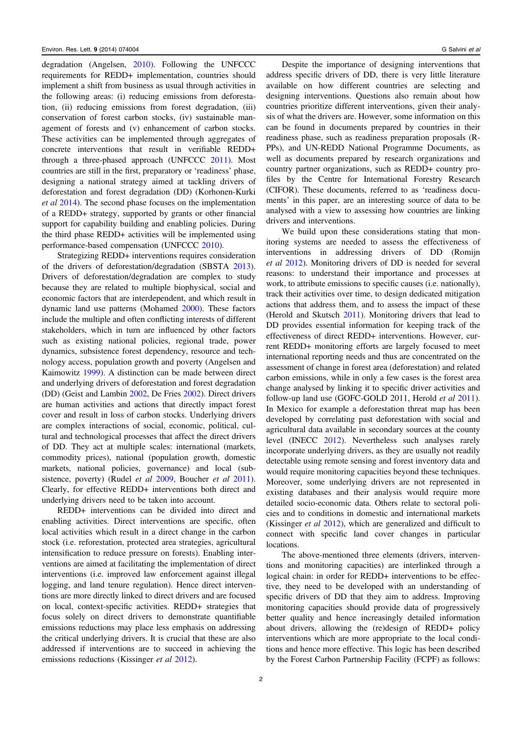degradation (Angelsen, 2010). Following the UNFCCC requirements for REDD+ implementation, countries should implement a shift from business as usual through activities in the following areas: (i) reducing emissions from deforestation, (ii) reducing emissions from forest degradation, (iii) conservation of forest carbon stocks, (iv) sustainable management of forests and (v) enhancement of carbon stocks. These activities can be implemented through aggregates of concrete interventions that result in verifiable REDD+ through a three-phased approach (UNFCCC 2011). Most countries are still in the first, preparatory or 'readiness' phase, designing a national strategy aimed at tackling drivers of deforestation and forest degradation (DD) (Korhonen-Kurki *et al* 2014). The second phase focuses on the implementation of a REDD+ strategy, supported by grants or other financial support for capability building and enabling policies. During the third phase REDD+ activities will be implemented using performance-based compensation (UNFCCC 2010).

Strategizing REDD+ interventions requires consideration of the drivers of deforestation/degradation (SBSTA 2013). Drivers of deforestation/degradation are complex to study because they are related to multiple biophysical, social and economic factors that are interdependent, and which result in dynamic land use patterns (Mohamed 2000). These factors include the multiple and often conflicting interests of different stakeholders, which in turn are influenced by other factors such as existing national policies, regional trade, power dynamics, subsistence forest dependency, resource and technology access, population growth and poverty (Angelsen and Kaimowitz 1999). A distinction can be made between direct and underlying drivers of deforestation and forest degradation (DD) (Geist and Lambin 2002, De Fries 2002). Direct drivers are human activities and actions that directly impact forest cover and result in loss of carbon stocks. Underlying drivers are complex interactions of social, economic, political, cultural and technological processes that affect the direct drivers of DD. They act at multiple scales: international (markets, commodity prices), national (population growth, domestic markets, national policies, governance) and local (subsistence, poverty) (Rudel *et al* 2009, Boucher *et al* 2011). Clearly, for effective REDD+ interventions both direct and underlying drivers need to be taken into account.

REDD+ interventions can be divided into direct and enabling activities. Direct interventions are specific, often local activities which result in a direct change in the carbon stock (i.e. reforestation, protected area strategies, agricultural intensification to reduce pressure on forests). Enabling interventions are aimed at facilitating the implementation of direct interventions (i.e. improved law enforcement against illegal logging, and land tenure regulation). Hence direct interventions are more directly linked to direct drivers and are focused on local, context-specific activities. REDD+ strategies that focus solely on direct drivers to demonstrate quantifiable emissions reductions may place less emphasis on addressing the critical underlying drivers. It is crucial that these are also addressed if interventions are to succeed in achieving the emissions reductions (Kissinger *et al* 2012).

Despite the importance of designing interventions that address specific drivers of DD, there is very little literature available on how different countries are selecting and designing interventions. Questions also remain about how countries prioritize different interventions, given their analysis of what the drivers are. However, some information on this can be found in documents prepared by countries in their readiness phase, such as readiness preparation proposals (R-PPs), and UN-REDD National Programme Documents, as well as documents prepared by research organizations and country partner organizations, such as REDD+ country profiles by the Centre for International Forestry Research (CIFOR). These documents, referred to as 'readiness documents' in this paper, are an interesting source of data to be analysed with a view to assessing how countries are linking drivers and interventions.

We build upon these considerations stating that monitoring systems are needed to assess the effectiveness of interventions in addressing drivers of DD (Romijn *et al* 2012). Monitoring drivers of DD is needed for several reasons: to understand their importance and processes at work, to attribute emissions to specific causes (i.e. nationally), track their activities over time, to design dedicated mitigation actions that address them, and to assess the impact of these (Herold and Skutsch 2011). Monitoring drivers that lead to DD provides essential information for keeping track of the effectiveness of direct REDD+ interventions. However, current REDD+ monitoring efforts are largely focused to meet international reporting needs and thus are concentrated on the assessment of change in forest area (deforestation) and related carbon emissions, while in only a few cases is the forest area change analysed by linking it to specific driver activities and follow-up land use (GOFC-GOLD 2011, Herold *et al* 2011). In Mexico for example a deforestation threat map has been developed by correlating past deforestation with social and agricultural data available in secondary sources at the county level (INECC 2012). Nevertheless such analyses rarely incorporate underlying drivers, as they are usually not readily detectable using remote sensing and forest inventory data and would require monitoring capacities beyond these techniques. Moreover, some underlying drivers are not represented in existing databases and their analysis would require more detailed socio-economic data. Others relate to sectoral policies and to conditions in domestic and international markets (Kissinger *et al* 2012), which are generalized and difficult to connect with specific land cover changes in particular locations.

The above-mentioned three elements (drivers, interventions and monitoring capacities) are interlinked through a logical chain: in order for REDD+ interventions to be effective, they need to be developed with an understanding of specific drivers of DD that they aim to address. Improving monitoring capacities should provide data of progressively better quality and hence increasingly detailed information about drivers, allowing the (re)design of REDD+ policy interventions which are more appropriate to the local conditions and hence more effective. This logic has been described by the Forest Carbon Partnership Facility (FCPF) as follows: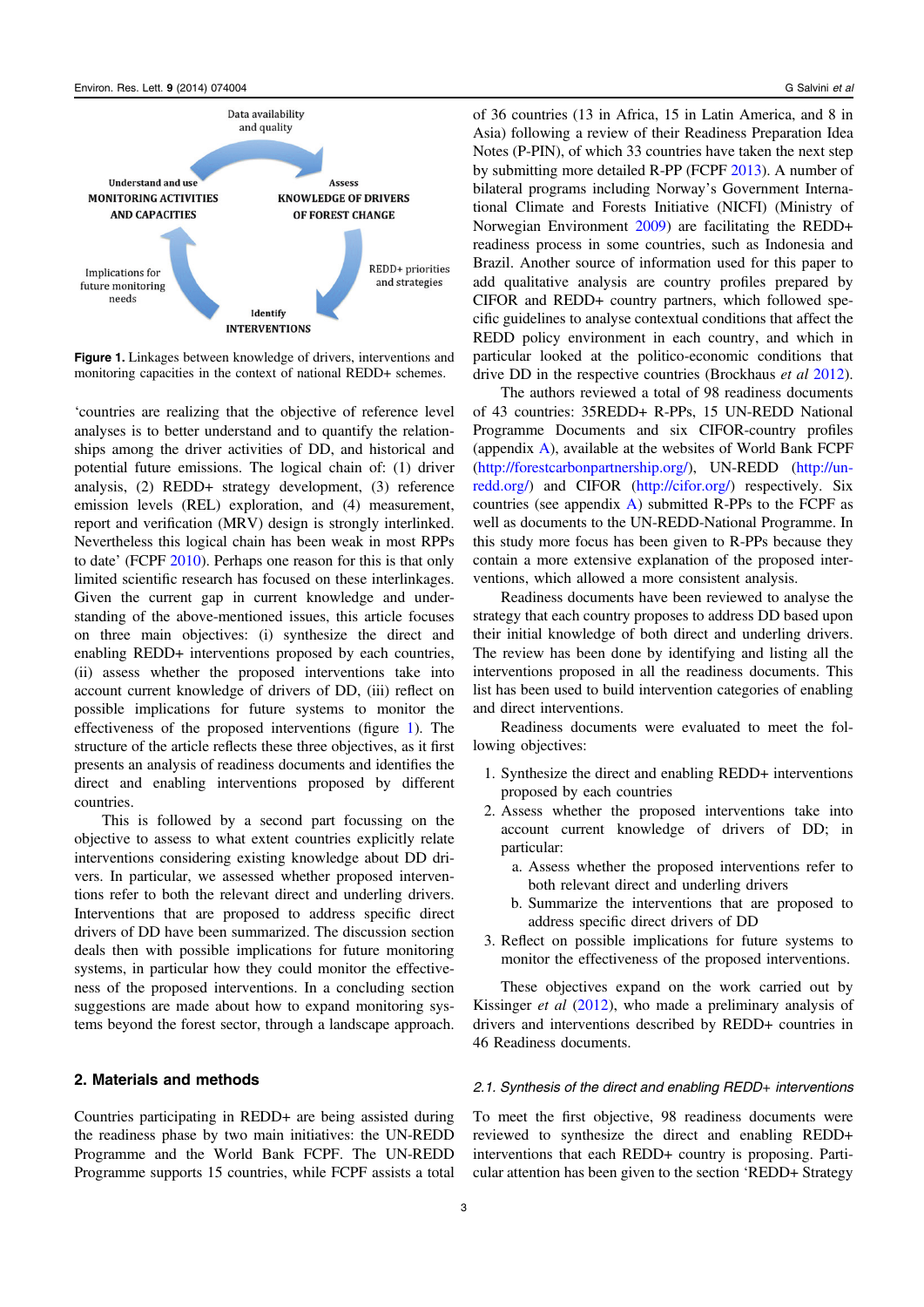Data availability and quality

Understand and use MONITORING ACTIVITIES AND CAPACITIES

Assess KNOWLEDGE OF DRIVERS OF FOREST CHANGE

Implications for future monitoring needs

REDD+ priorities and strategies

Identify INTERVENTIONS

**Figure 1.** Linkages between knowledge of drivers, interventions and monitoring capacities in the context of national REDD+ schemes.

'countries are realizing that the objective of reference level analyses is to better understand and to quantify the relationships among the driver activities of DD, and historical and potential future emissions. The logical chain of: (1) driver analysis, (2) REDD+ strategy development, (3) reference emission levels (REL) exploration, and (4) measurement, report and verification (MRV) design is strongly interlinked. Nevertheless this logical chain has been weak in most RPPs to date' (FCPF 2010). Perhaps one reason for this is that only limited scientific research has focused on these interlinkages. Given the current gap in current knowledge and understanding of the above-mentioned issues, this article focuses on three main objectives: (i) synthesize the direct and enabling REDD+ interventions proposed by each countries, (ii) assess whether the proposed interventions take into account current knowledge of drivers of DD, (iii) reflect on possible implications for future systems to monitor the effectiveness of the proposed interventions (figure 1). The structure of the article reflects these three objectives, as it first presents an analysis of readiness documents and identifies the direct and enabling interventions proposed by different countries.

This is followed by a second part focussing on the objective to assess to what extent countries explicitly relate interventions considering existing knowledge about DD drivers. In particular, we assessed whether proposed interventions refer to both the relevant direct and underling drivers. Interventions that are proposed to address specific direct drivers of DD have been summarized. The discussion section deals then with possible implications for future monitoring systems, in particular how they could monitor the effectiveness of the proposed interventions. In a concluding section suggestions are made about how to expand monitoring systems beyond the forest sector, through a landscape approach.

## 2. Materials and methods

Countries participating in REDD+ are being assisted during the readiness phase by two main initiatives: the UN-REDD Programme and the World Bank FCPF. The UN-REDD Programme supports 15 countries, while FCPF assists a total of 36 countries (13 in Africa, 15 in Latin America, and 8 in Asia) following a review of their Readiness Preparation Idea Notes (P-PIN), of which 33 countries have taken the next step by submitting more detailed R-PP (FCPF 2013). A number of bilateral programs including Norway's Government International Climate and Forests Initiative (NICFI) (Ministry of Norwegian Environment 2009) are facilitating the REDD+ readiness process in some countries, such as Indonesia and Brazil. Another source of information used for this paper to add qualitative analysis are country profiles prepared by CIFOR and REDD+ country partners, which followed specific guidelines to analyse contextual conditions that affect the REDD policy environment in each country, and which in particular looked at the politico-economic conditions that drive DD in the respective countries (Brockhaus *et al* 2012).

The authors reviewed a total of 98 readiness documents of 43 countries: 35REDD+ R-PPs, 15 UN-REDD National Programme Documents and six CIFOR-country profiles (appendix A), available at the websites of World Bank FCPF (http://forestcarbonpartnership.org/), UN-REDD (http://un-redd.org/) and CIFOR (http://cifor.org/) respectively. Six countries (see appendix A) submitted R-PPs to the FCPF as well as documents to the UN-REDD-National Programme. In this study more focus has been given to R-PPs because they contain a more extensive explanation of the proposed interventions, which allowed a more consistent analysis.

Readiness documents have been reviewed to analyse the strategy that each country proposes to address DD based upon their initial knowledge of both direct and underling drivers. The review has been done by identifying and listing all the interventions proposed in all the readiness documents. This list has been used to build intervention categories of enabling and direct interventions.

Readiness documents were evaluated to meet the following objectives:

1. Synthesize the direct and enabling REDD+ interventions proposed by each countries
2. Assess whether the proposed interventions take into account current knowledge of drivers of DD; in particular:
   a. Assess whether the proposed interventions refer to both relevant direct and underling drivers
   b. Summarize the interventions that are proposed to address specific direct drivers of DD
3. Reflect on possible implications for future systems to monitor the effectiveness of the proposed interventions.

These objectives expand on the work carried out by Kissinger *et al* (2012), who made a preliminary analysis of drivers and interventions described by REDD+ countries in 46 Readiness documents.

### *2.1. Synthesis of the direct and enabling REDD+ interventions*

To meet the first objective, 98 readiness documents were reviewed to synthesize the direct and enabling REDD+ interventions that each REDD+ country is proposing. Particular attention has been given to the section 'REDD+ Strategy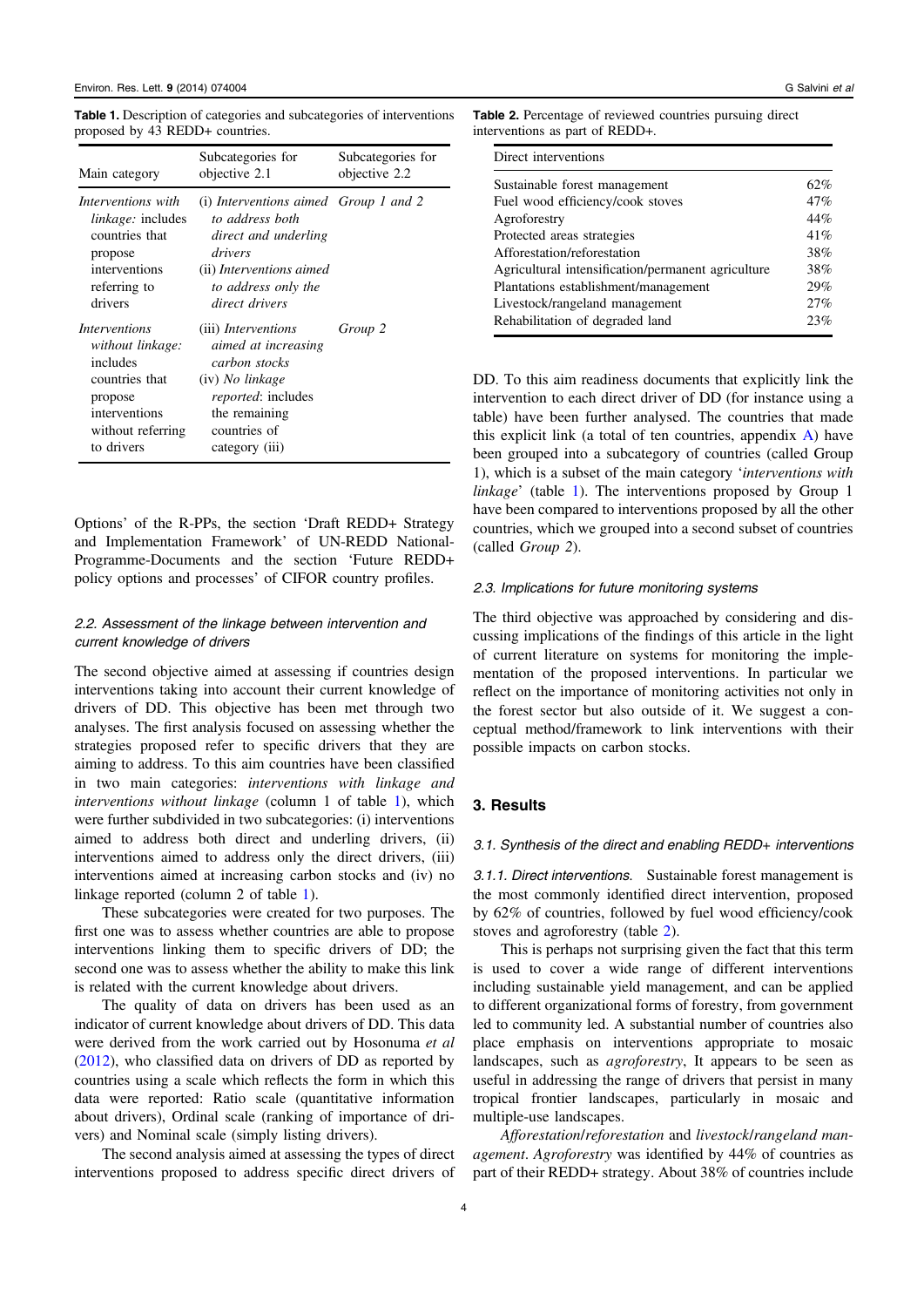**Table 1.** Description of categories and subcategories of interventions proposed by 43 REDD+ countries.

| Main category | Subcategories for objective 2.1 | Subcategories for objective 2.2 |
|---|---|---|
| *Interventions with linkage:* includes countries that propose interventions referring to drivers | (i) *Interventions aimed to address both direct and underling drivers* (ii) *Interventions aimed to address only the direct drivers* | *Group 1 and 2* |
| *Interventions without linkage:* includes countries that propose interventions without referring to drivers | (iii) *Interventions aimed at increasing carbon stocks* (iv) *No linkage reported*: includes the remaining countries of category (iii) | *Group 2* |

Options' of the R-PPs, the section 'Draft REDD+ Strategy and Implementation Framework' of UN-REDD National-Programme-Documents and the section 'Future REDD+ policy options and processes' of CIFOR country profiles.

### 2.2. Assessment of the linkage between intervention and current knowledge of drivers

The second objective aimed at assessing if countries design interventions taking into account their current knowledge of drivers of DD. This objective has been met through two analyses. The first analysis focused on assessing whether the strategies proposed refer to specific drivers that they are aiming to address. To this aim countries have been classified in two main categories: *interventions with linkage and interventions without linkage* (column 1 of table 1), which were further subdivided in two subcategories: (i) interventions aimed to address both direct and underling drivers, (ii) interventions aimed to address only the direct drivers, (iii) interventions aimed at increasing carbon stocks and (iv) no linkage reported (column 2 of table 1).

These subcategories were created for two purposes. The first one was to assess whether countries are able to propose interventions linking them to specific drivers of DD; the second one was to assess whether the ability to make this link is related with the current knowledge about drivers.

The quality of data on drivers has been used as an indicator of current knowledge about drivers of DD. This data were derived from the work carried out by Hosonuma *et al* (2012), who classified data on drivers of DD as reported by countries using a scale which reflects the form in which this data were reported: Ratio scale (quantitative information about drivers), Ordinal scale (ranking of importance of drivers) and Nominal scale (simply listing drivers).

The second analysis aimed at assessing the types of direct interventions proposed to address specific direct drivers of DD. To this aim readiness documents that explicitly link the intervention to each direct driver of DD (for instance using a table) have been further analysed. The countries that made this explicit link (a total of ten countries, appendix A) have been grouped into a subcategory of countries (called Group 1), which is a subset of the main category '*interventions with linkage*' (table 1). The interventions proposed by Group 1 have been compared to interventions proposed by all the other countries, which we grouped into a second subset of countries (called *Group 2*).

**Table 2.** Percentage of reviewed countries pursuing direct interventions as part of REDD+.

| Direct interventions | |
|---|---|
| Sustainable forest management | 62% |
| Fuel wood efficiency/cook stoves | 47% |
| Agroforestry | 44% |
| Protected areas strategies | 41% |
| Afforestation/reforestation | 38% |
| Agricultural intensification/permanent agriculture | 38% |
| Plantations establishment/management | 29% |
| Livestock/rangeland management | 27% |
| Rehabilitation of degraded land | 23% |

### 2.3. Implications for future monitoring systems

The third objective was approached by considering and discussing implications of the findings of this article in the light of current literature on systems for monitoring the implementation of the proposed interventions. In particular we reflect on the importance of monitoring activities not only in the forest sector but also outside of it. We suggest a conceptual method/framework to link interventions with their possible impacts on carbon stocks.

## 3. Results

### 3.1. Synthesis of the direct and enabling REDD+ interventions

*3.1.1. Direct interventions.* Sustainable forest management is the most commonly identified direct intervention, proposed by 62% of countries, followed by fuel wood efficiency/cook stoves and agroforestry (table 2).

This is perhaps not surprising given the fact that this term is used to cover a wide range of different interventions including sustainable yield management, and can be applied to different organizational forms of forestry, from government led to community led. A substantial number of countries also place emphasis on interventions appropriate to mosaic landscapes, such as *agroforestry*, It appears to be seen as useful in addressing the range of drivers that persist in many tropical frontier landscapes, particularly in mosaic and multiple-use landscapes.

*Afforestation/reforestation* and *livestock/rangeland management*. *Agroforestry* was identified by 44% of countries as part of their REDD+ strategy. About 38% of countries include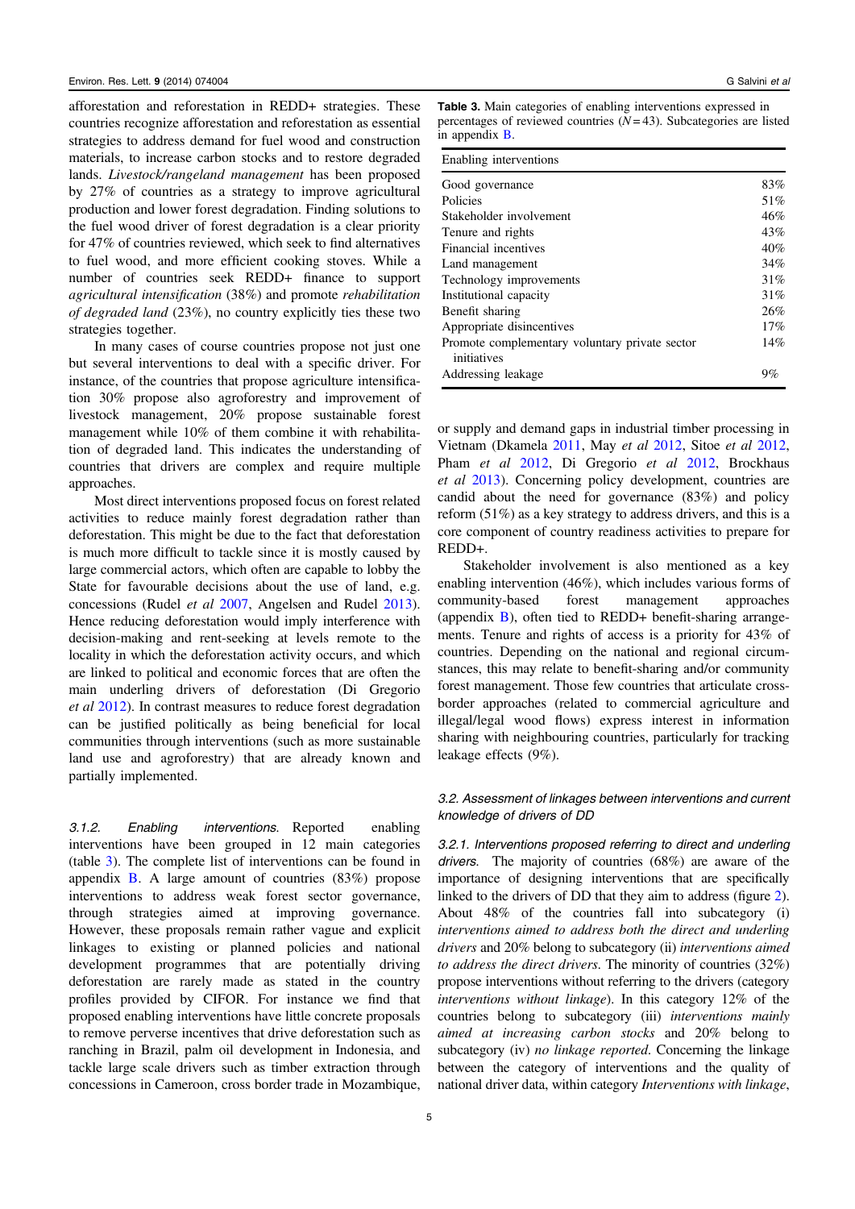afforestation and reforestation in REDD+ strategies. These countries recognize afforestation and reforestation as essential strategies to address demand for fuel wood and construction materials, to increase carbon stocks and to restore degraded lands. *Livestock/rangeland management* has been proposed by 27% of countries as a strategy to improve agricultural production and lower forest degradation. Finding solutions to the fuel wood driver of forest degradation is a clear priority for 47% of countries reviewed, which seek to find alternatives to fuel wood, and more efficient cooking stoves. While a number of countries seek REDD+ finance to support *agricultural intensification* (38%) and promote *rehabilitation of degraded land* (23%), no country explicitly ties these two strategies together.

In many cases of course countries propose not just one but several interventions to deal with a specific driver. For instance, of the countries that propose agriculture intensification 30% propose also agroforestry and improvement of livestock management, 20% propose sustainable forest management while 10% of them combine it with rehabilitation of degraded land. This indicates the understanding of countries that drivers are complex and require multiple approaches.

Most direct interventions proposed focus on forest related activities to reduce mainly forest degradation rather than deforestation. This might be due to the fact that deforestation is much more difficult to tackle since it is mostly caused by large commercial actors, which often are capable to lobby the State for favourable decisions about the use of land, e.g. concessions (Rudel *et al* 2007, Angelsen and Rudel 2013). Hence reducing deforestation would imply interference with decision-making and rent-seeking at levels remote to the locality in which the deforestation activity occurs, and which are linked to political and economic forces that are often the main underling drivers of deforestation (Di Gregorio *et al* 2012). In contrast measures to reduce forest degradation can be justified politically as being beneficial for local communities through interventions (such as more sustainable land use and agroforestry) that are already known and partially implemented.

#### 3.1.2. Enabling interventions.

Reported enabling interventions have been grouped in 12 main categories (table 3). The complete list of interventions can be found in appendix B. A large amount of countries (83%) propose interventions to address weak forest sector governance, through strategies aimed at improving governance. However, these proposals remain rather vague and explicit linkages to existing or planned policies and national development programmes that are potentially driving deforestation are rarely made as stated in the country profiles provided by CIFOR. For instance we find that proposed enabling interventions have little concrete proposals to remove perverse incentives that drive deforestation such as ranching in Brazil, palm oil development in Indonesia, and tackle large scale drivers such as timber extraction through concessions in Cameroon, cross border trade in Mozambique, or supply and demand gaps in industrial timber processing in Vietnam (Dkamela 2011, May *et al* 2012, Sitoe *et al* 2012, Pham *et al* 2012, Di Gregorio *et al* 2012, Brockhaus *et al* 2013). Concerning policy development, countries are candid about the need for governance (83%) and policy reform (51%) as a key strategy to address drivers, and this is a core component of country readiness activities to prepare for REDD+.

**Table 3.** Main categories of enabling interventions expressed in percentages of reviewed countries ($N = 43$). Subcategories are listed in appendix B.

| Enabling interventions | |
|---|---|
| Good governance | 83% |
| Policies | 51% |
| Stakeholder involvement | 46% |
| Tenure and rights | 43% |
| Financial incentives | 40% |
| Land management | 34% |
| Technology improvements | 31% |
| Institutional capacity | 31% |
| Benefit sharing | 26% |
| Appropriate disincentives | 17% |
| Promote complementary voluntary private sector initiatives | 14% |
| Addressing leakage | 9% |

Stakeholder involvement is also mentioned as a key enabling intervention (46%), which includes various forms of community-based forest management approaches (appendix B), often tied to REDD+ benefit-sharing arrangements. Tenure and rights of access is a priority for 43% of countries. Depending on the national and regional circumstances, this may relate to benefit-sharing and/or community forest management. Those few countries that articulate cross-border approaches (related to commercial agriculture and illegal/legal wood flows) express interest in information sharing with neighbouring countries, particularly for tracking leakage effects (9%).

### 3.2. Assessment of linkages between interventions and current knowledge of drivers of DD

#### 3.2.1. Interventions proposed referring to direct and underling drivers.

The majority of countries (68%) are aware of the importance of designing interventions that are specifically linked to the drivers of DD that they aim to address (figure 2). About 48% of the countries fall into subcategory (i) *interventions aimed to address both the direct and underling drivers* and 20% belong to subcategory (ii) *interventions aimed to address the direct drivers*. The minority of countries (32%) propose interventions without referring to the drivers (category *interventions without linkage*). In this category 12% of the countries belong to subcategory (iii) *interventions mainly aimed at increasing carbon stocks* and 20% belong to subcategory (iv) *no linkage reported*. Concerning the linkage between the category of interventions and the quality of national driver data, within category *Interventions with linkage*,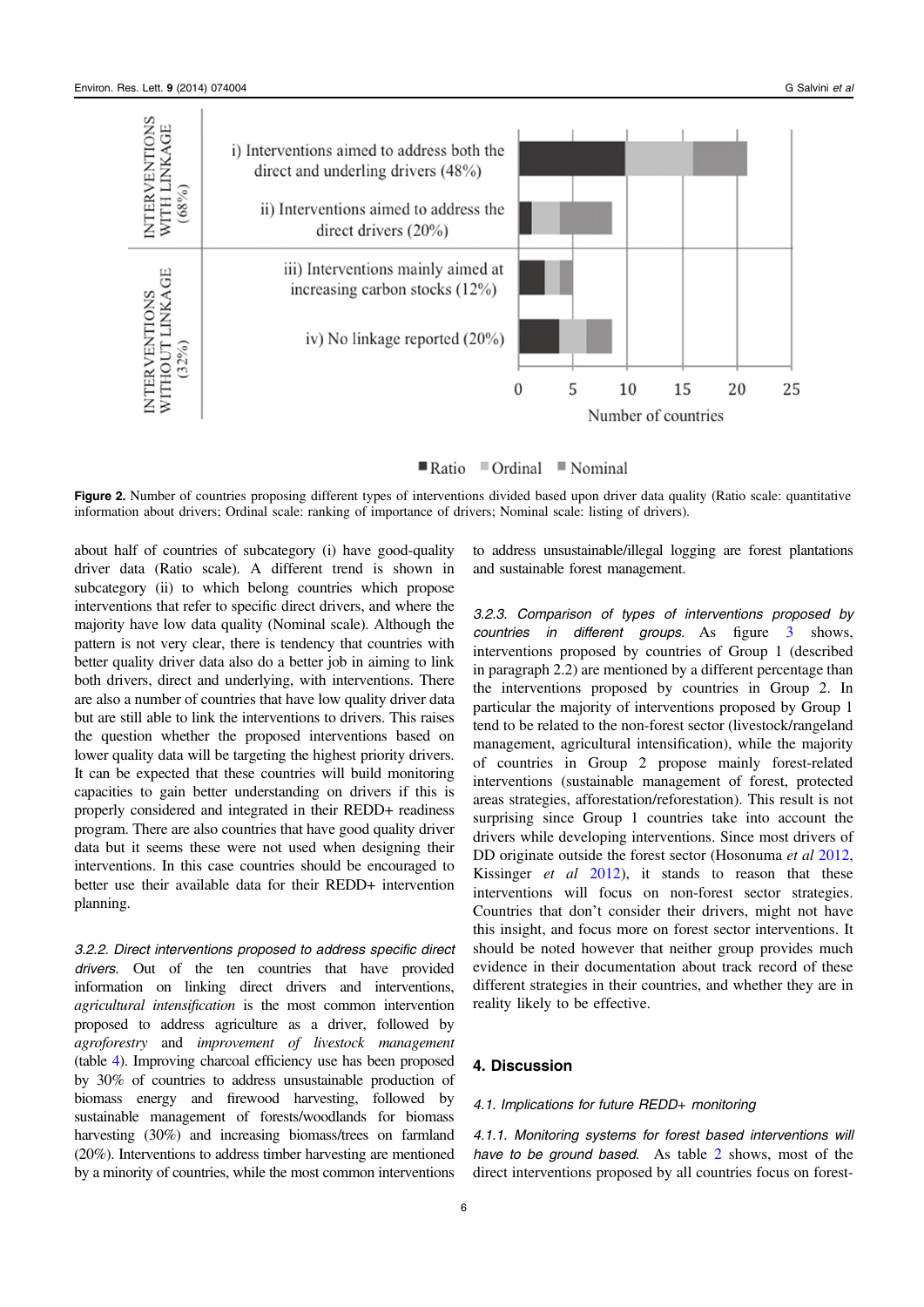**Figure 2.** Number of countries proposing different types of interventions divided based upon driver data quality (Ratio scale: quantitative information about drivers; Ordinal scale: ranking of importance of drivers; Nominal scale: listing of drivers).

about half of countries of subcategory (i) have good-quality driver data (Ratio scale). A different trend is shown in subcategory (ii) to which belong countries which propose interventions that refer to specific direct drivers, and where the majority have low data quality (Nominal scale). Although the pattern is not very clear, there is tendency that countries with better quality driver data also do a better job in aiming to link both drivers, direct and underlying, with interventions. There are also a number of countries that have low quality driver data but are still able to link the interventions to drivers. This raises the question whether the proposed interventions based on lower quality data will be targeting the highest priority drivers. It can be expected that these countries will build monitoring capacities to gain better understanding on drivers if this is properly considered and integrated in their REDD+ readiness program. There are also countries that have good quality driver data but it seems these were not used when designing their interventions. In this case countries should be encouraged to better use their available data for their REDD+ intervention planning.

*3.2.2. Direct interventions proposed to address specific direct drivers.* Out of the ten countries that have provided information on linking direct drivers and interventions, *agricultural intensification* is the most common intervention proposed to address agriculture as a driver, followed by *agroforestry* and *improvement of livestock management* (table 4). Improving charcoal efficiency use has been proposed by 30% of countries to address unsustainable production of biomass energy and firewood harvesting, followed by sustainable management of forests/woodlands for biomass harvesting (30%) and increasing biomass/trees on farmland (20%). Interventions to address timber harvesting are mentioned by a minority of countries, while the most common interventions to address unsustainable/illegal logging are forest plantations and sustainable forest management.

*3.2.3. Comparison of types of interventions proposed by countries in different groups.* As figure 3 shows, interventions proposed by countries of Group 1 (described in paragraph 2.2) are mentioned by a different percentage than the interventions proposed by countries in Group 2. In particular the majority of interventions proposed by Group 1 tend to be related to the non-forest sector (livestock/rangeland management, agricultural intensification), while the majority of countries in Group 2 propose mainly forest-related interventions (sustainable management of forest, protected areas strategies, afforestation/reforestation). This result is not surprising since Group 1 countries take into account the drivers while developing interventions. Since most drivers of DD originate outside the forest sector (Hosonuma *et al* 2012, Kissinger *et al* 2012), it stands to reason that these interventions will focus on non-forest sector strategies. Countries that don't consider their drivers, might not have this insight, and focus more on forest sector interventions. It should be noted however that neither group provides much evidence in their documentation about track record of these different strategies in their countries, and whether they are in reality likely to be effective.

## 4. Discussion

### 4.1. Implications for future REDD+ monitoring

*4.1.1. Monitoring systems for forest based interventions will have to be ground based.* As table 2 shows, most of the direct interventions proposed by all countries focus on forest-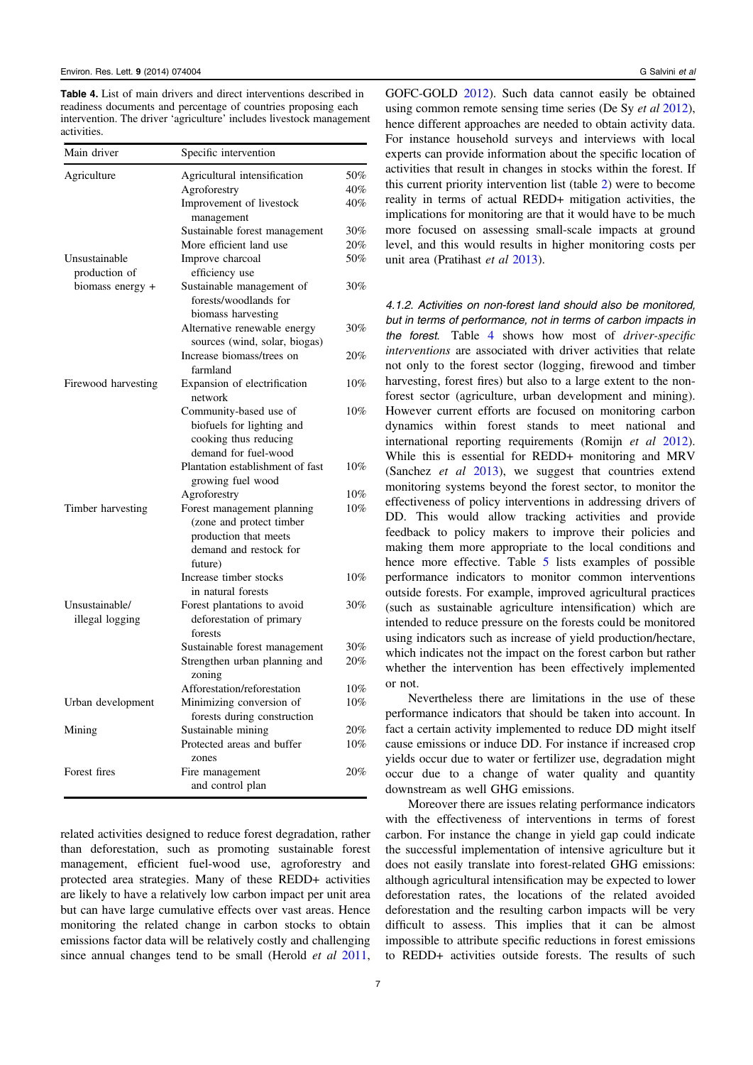**Table 4.** List of main drivers and direct interventions described in readiness documents and percentage of countries proposing each intervention. The driver 'agriculture' includes livestock management activities.

| Main driver | Specific intervention | |
|---|---|---|
| Agriculture | Agricultural intensification | 50% |
| | Agroforestry | 40% |
| | Improvement of livestock management | 40% |
| | Sustainable forest management | 30% |
| | More efficient land use | 20% |
| Unsustainable production of biomass energy + | Improve charcoal efficiency use | 50% |
| | Sustainable management of forests/woodlands for biomass harvesting | 30% |
| | Alternative renewable energy sources (wind, solar, biogas) | 30% |
| | Increase biomass/trees on farmland | 20% |
| Firewood harvesting | Expansion of electrification network | 10% |
| | Community-based use of biofuels for lighting and cooking thus reducing demand for fuel-wood | 10% |
| | Plantation establishment of fast growing fuel wood | 10% |
| | Agroforestry | 10% |
| Timber harvesting | Forest management planning (zone and protect timber production that meets demand and restock for future) | 10% |
| | Increase timber stocks in natural forests | 10% |
| Unsustainable/ illegal logging | Forest plantations to avoid deforestation of primary forests | 30% |
| | Sustainable forest management | 30% |
| | Strengthen urban planning and zoning | 20% |
| | Afforestation/reforestation | 10% |
| Urban development | Minimizing conversion of forests during construction | 10% |
| Mining | Sustainable mining | 20% |
| | Protected areas and buffer zones | 10% |
| Forest fires | Fire management and control plan | 20% |

related activities designed to reduce forest degradation, rather than deforestation, such as promoting sustainable forest management, efficient fuel-wood use, agroforestry and protected area strategies. Many of these REDD+ activities are likely to have a relatively low carbon impact per unit area but can have large cumulative effects over vast areas. Hence monitoring the related change in carbon stocks to obtain emissions factor data will be relatively costly and challenging since annual changes tend to be small (Herold *et al* 2011, GOFC-GOLD 2012). Such data cannot easily be obtained using common remote sensing time series (De Sy *et al* 2012), hence different approaches are needed to obtain activity data. For instance household surveys and interviews with local experts can provide information about the specific location of activities that result in changes in stocks within the forest. If this current priority intervention list (table 2) were to become reality in terms of actual REDD+ mitigation activities, the implications for monitoring are that it would have to be much more focused on assessing small-scale impacts at ground level, and this would results in higher monitoring costs per unit area (Pratihast *et al* 2013).

#### 4.1.2. Activities on non-forest land should also be monitored, but in terms of performance, not in terms of carbon impacts in the forest.

Table 4 shows how most of *driver-specific interventions* are associated with driver activities that relate not only to the forest sector (logging, firewood and timber harvesting, forest fires) but also to a large extent to the non-forest sector (agriculture, urban development and mining). However current efforts are focused on monitoring carbon dynamics within forest stands to meet national and international reporting requirements (Romijn *et al* 2012). While this is essential for REDD+ monitoring and MRV (Sanchez *et al* 2013), we suggest that countries extend monitoring systems beyond the forest sector, to monitor the effectiveness of policy interventions in addressing drivers of DD. This would allow tracking activities and provide feedback to policy makers to improve their policies and making them more appropriate to the local conditions and hence more effective. Table 5 lists examples of possible performance indicators to monitor common interventions outside forests. For example, improved agricultural practices (such as sustainable agriculture intensification) which are intended to reduce pressure on the forests could be monitored using indicators such as increase of yield production/hectare, which indicates not the impact on the forest carbon but rather whether the intervention has been effectively implemented or not.

Nevertheless there are limitations in the use of these performance indicators that should be taken into account. In fact a certain activity implemented to reduce DD might itself cause emissions or induce DD. For instance if increased crop yields occur due to water or fertilizer use, degradation might occur due to a change of water quality and quantity downstream as well GHG emissions.

Moreover there are issues relating performance indicators with the effectiveness of interventions in terms of forest carbon. For instance the change in yield gap could indicate the successful implementation of intensive agriculture but it does not easily translate into forest-related GHG emissions: although agricultural intensification may be expected to lower deforestation rates, the locations of the related avoided deforestation and the resulting carbon impacts will be very difficult to assess. This implies that it can be almost impossible to attribute specific reductions in forest emissions to REDD+ activities outside forests. The results of such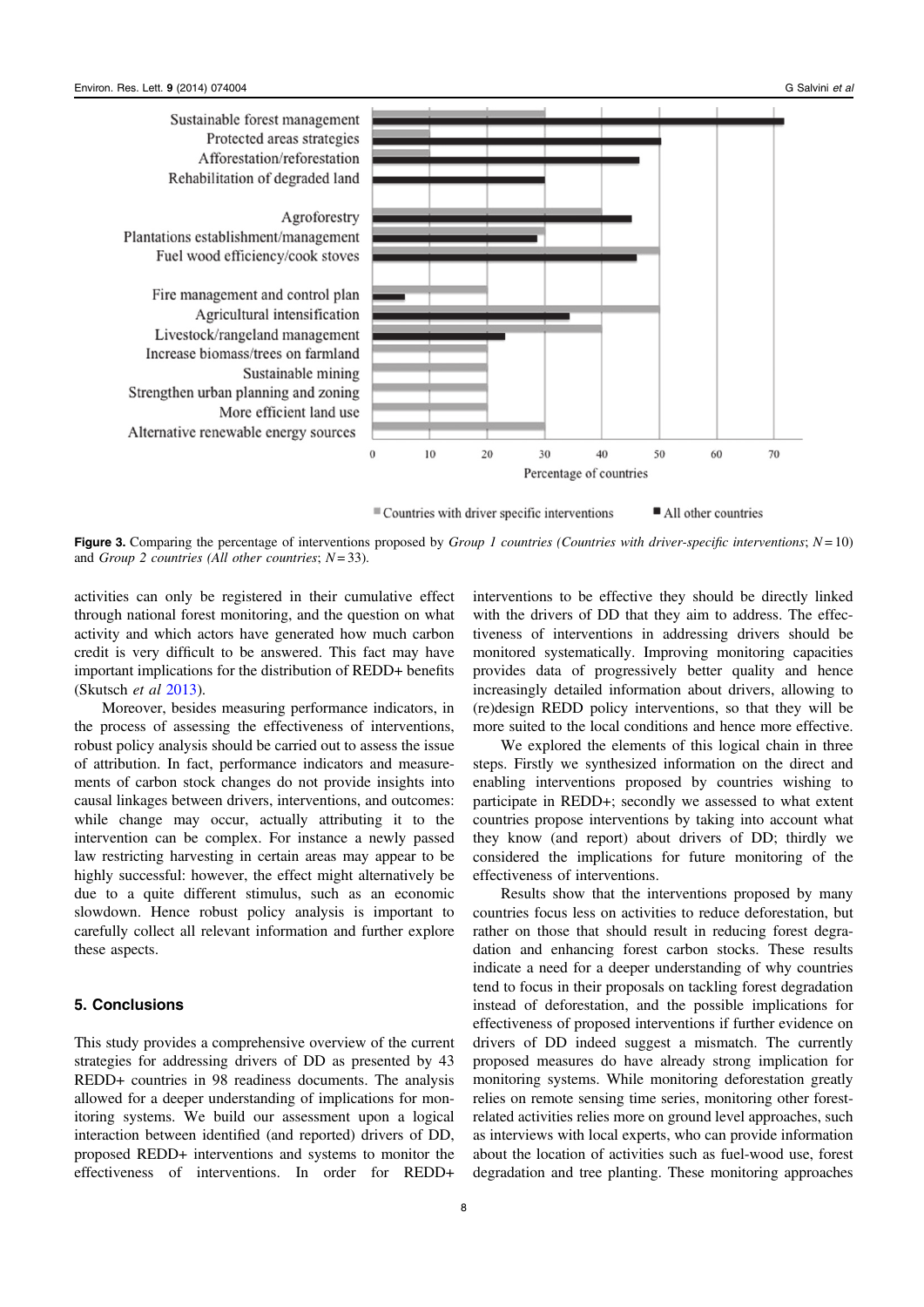Sustainable forest management
Protected areas strategies
Afforestation/reforestation
Rehabilitation of degraded land

Agroforestry
Plantations establishment/management
Fuel wood efficiency/cook stoves

Fire management and control plan
Agricultural intensification
Livestock/rangeland management
Increase biomass/trees on farmland
Sustainable mining
Strengthen urban planning and zoning
More efficient land use
Alternative renewable energy sources

0 10 20 30 40 50 60 70

Percentage of countries

Countries with driver specific interventions    All other countries

**Figure 3.** Comparing the percentage of interventions proposed by *Group 1 countries (Countries with driver-specific interventions*; $N = 10$) and *Group 2 countries (All other countries*; $N = 33$).

activities can only be registered in their cumulative effect through national forest monitoring, and the question on what activity and which actors have generated how much carbon credit is very difficult to be answered. This fact may have important implications for the distribution of REDD+ benefits (Skutsch *et al* 2013).

Moreover, besides measuring performance indicators, in the process of assessing the effectiveness of interventions, robust policy analysis should be carried out to assess the issue of attribution. In fact, performance indicators and measurements of carbon stock changes do not provide insights into causal linkages between drivers, interventions, and outcomes: while change may occur, actually attributing it to the intervention can be complex. For instance a newly passed law restricting harvesting in certain areas may appear to be highly successful: however, the effect might alternatively be due to a quite different stimulus, such as an economic slowdown. Hence robust policy analysis is important to carefully collect all relevant information and further explore these aspects.

## 5. Conclusions

This study provides a comprehensive overview of the current strategies for addressing drivers of DD as presented by 43 REDD+ countries in 98 readiness documents. The analysis allowed for a deeper understanding of implications for monitoring systems. We build our assessment upon a logical interaction between identified (and reported) drivers of DD, proposed REDD+ interventions and systems to monitor the effectiveness of interventions. In order for REDD+ interventions to be effective they should be directly linked with the drivers of DD that they aim to address. The effectiveness of interventions in addressing drivers should be monitored systematically. Improving monitoring capacities provides data of progressively better quality and hence increasingly detailed information about drivers, allowing to (re)design REDD policy interventions, so that they will be more suited to the local conditions and hence more effective.

We explored the elements of this logical chain in three steps. Firstly we synthesized information on the direct and enabling interventions proposed by countries wishing to participate in REDD+; secondly we assessed to what extent countries propose interventions by taking into account what they know (and report) about drivers of DD; thirdly we considered the implications for future monitoring of the effectiveness of interventions.

Results show that the interventions proposed by many countries focus less on activities to reduce deforestation, but rather on those that should result in reducing forest degradation and enhancing forest carbon stocks. These results indicate a need for a deeper understanding of why countries tend to focus in their proposals on tackling forest degradation instead of deforestation, and the possible implications for effectiveness of proposed interventions if further evidence on drivers of DD indeed suggest a mismatch. The currently proposed measures do have already strong implication for monitoring systems. While monitoring deforestation greatly relies on remote sensing time series, monitoring other forest-related activities relies more on ground level approaches, such as interviews with local experts, who can provide information about the location of activities such as fuel-wood use, forest degradation and tree planting. These monitoring approaches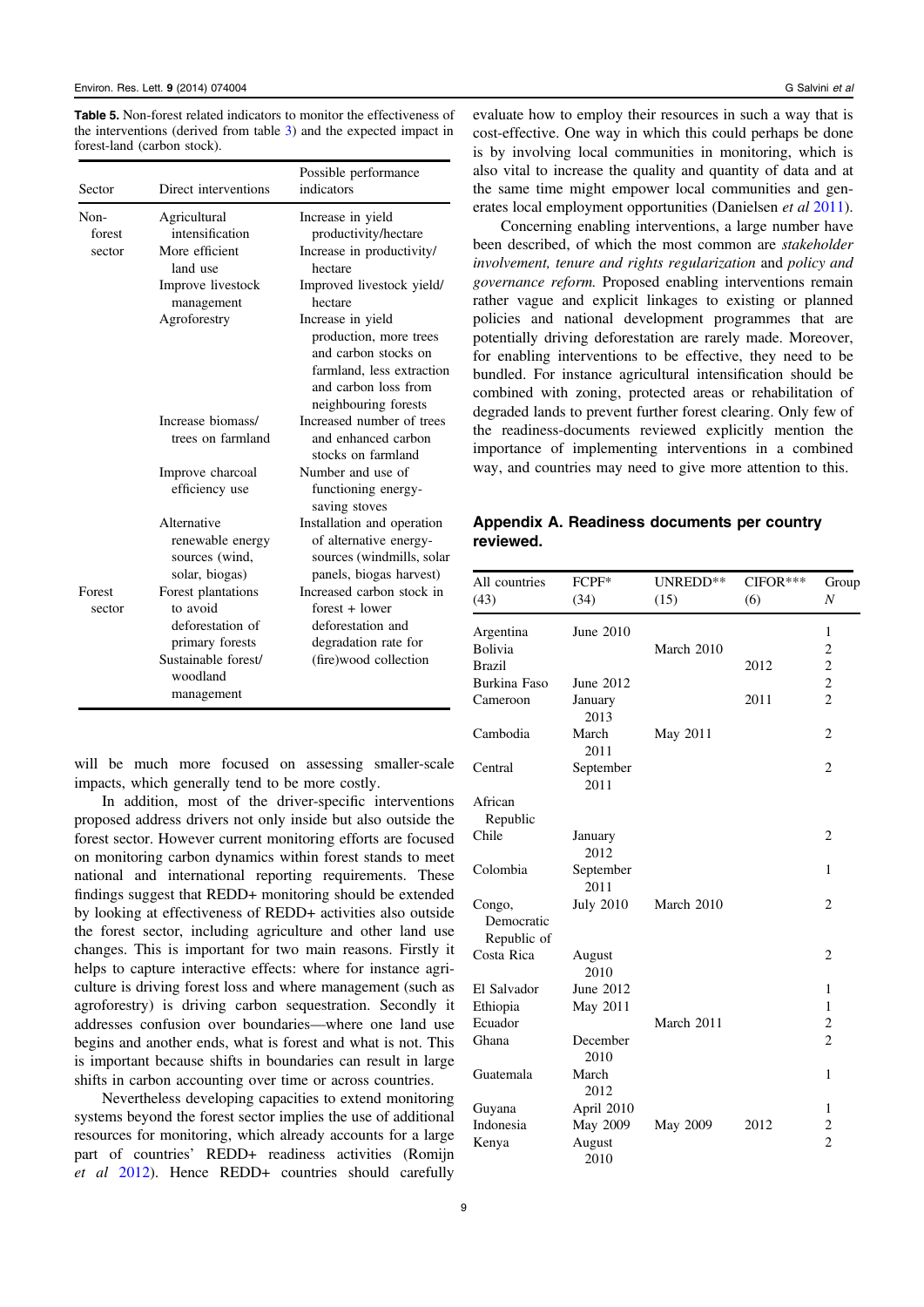**Table 5.** Non-forest related indicators to monitor the effectiveness of the interventions (derived from table 3) and the expected impact in forest-land (carbon stock).

| Sector | Direct interventions | Possible performance indicators |
|---|---|---|
| Non-forest sector | Agricultural intensification | Increase in yield productivity/hectare |
| | More efficient land use | Increase in productivity/hectare |
| | Improve livestock management | Improved livestock yield/hectare |
| | Agroforestry | Increase in yield production, more trees and carbon stocks on farmland, less extraction and carbon loss from neighbouring forests |
| | Increase biomass/trees on farmland | Increased number of trees and enhanced carbon stocks on farmland |
| | Improve charcoal efficiency use | Number and use of functioning energy-saving stoves |
| | Alternative renewable energy sources (wind, solar, biogas) | Installation and operation of alternative energy-sources (windmills, solar panels, biogas harvest) |
| Forest sector | Forest plantations to avoid deforestation of primary forests | Increased carbon stock in forest + lower deforestation and degradation rate for (fire)wood collection |
| | Sustainable forest/woodland management | |

will be much more focused on assessing smaller-scale impacts, which generally tend to be more costly.

In addition, most of the driver-specific interventions proposed address drivers not only inside but also outside the forest sector. However current monitoring efforts are focused on monitoring carbon dynamics within forest stands to meet national and international reporting requirements. These findings suggest that REDD+ monitoring should be extended by looking at effectiveness of REDD+ activities also outside the forest sector, including agriculture and other land use changes. This is important for two main reasons. Firstly it helps to capture interactive effects: where for instance agriculture is driving forest loss and where management (such as agroforestry) is driving carbon sequestration. Secondly it addresses confusion over boundaries—where one land use begins and another ends, what is forest and what is not. This is important because shifts in boundaries can result in large shifts in carbon accounting over time or across countries.

Nevertheless developing capacities to extend monitoring systems beyond the forest sector implies the use of additional resources for monitoring, which already accounts for a large part of countries' REDD+ readiness activities (Romijn *et al* 2012). Hence REDD+ countries should carefully evaluate how to employ their resources in such a way that is cost-effective. One way in which this could perhaps be done is by involving local communities in monitoring, which is also vital to increase the quality and quantity of data and at the same time might empower local communities and generates local employment opportunities (Danielsen *et al* 2011).

Concerning enabling interventions, a large number have been described, of which the most common are *stakeholder involvement, tenure and rights regularization* and *policy and governance reform.* Proposed enabling interventions remain rather vague and explicit linkages to existing or planned policies and national development programmes that are potentially driving deforestation are rarely made. Moreover, for enabling interventions to be effective, they need to be bundled. For instance agricultural intensification should be combined with zoning, protected areas or rehabilitation of degraded lands to prevent further forest clearing. Only few of the readiness-documents reviewed explicitly mention the importance of implementing interventions in a combined way, and countries may need to give more attention to this.

## Appendix A. Readiness documents per country reviewed.

| All countries (43) | FCPF* (34) | UNREDD** (15) | CIFOR*** (6) | Group *N* |
|---|---|---|---|---|
| Argentina | June 2010 | | | 1 |
| Bolivia | | March 2010 | | 2 |
| Brazil | | | 2012 | 2 |
| Burkina Faso | June 2012 | | | 2 |
| Cameroon | January 2013 | | 2011 | 2 |
| Cambodia | March 2011 | May 2011 | | 2 |
| Central African Republic | September 2011 | | | 2 |
| Chile | January 2012 | | | 2 |
| Colombia | September 2011 | | | 1 |
| Congo, Democratic Republic of | July 2010 | March 2010 | | 2 |
| Costa Rica | August 2010 | | | 2 |
| El Salvador | June 2012 | | | 1 |
| Ethiopia | May 2011 | | | 1 |
| Ecuador | | March 2011 | | 2 |
| Ghana | December 2010 | | | 2 |
| Guatemala | March 2012 | | | 1 |
| Guyana | April 2010 | | | 1 |
| Indonesia | May 2009 | May 2009 | 2012 | 2 |
| Kenya | August 2010 | | | 2 |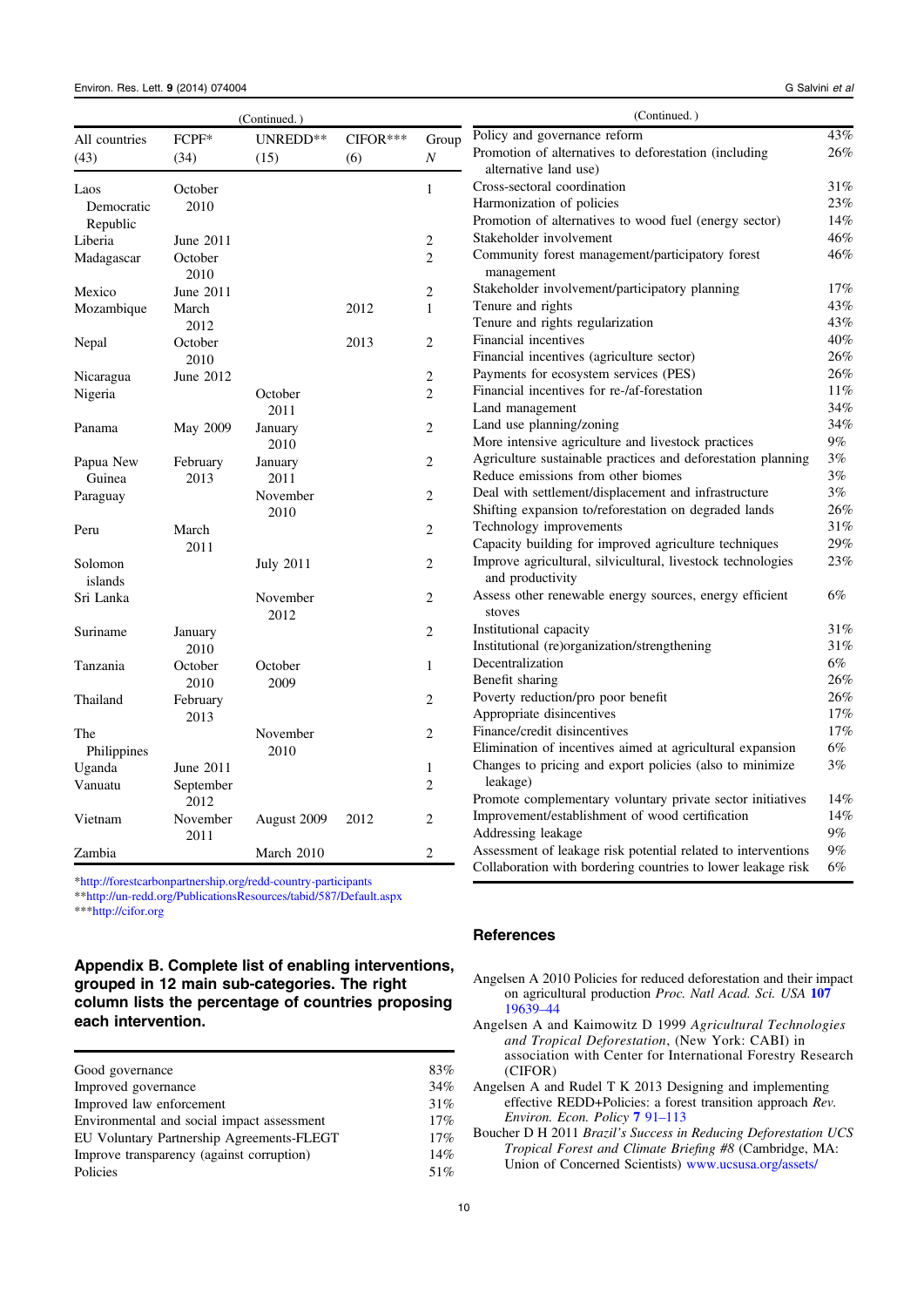(Continued.)

| All countries (43) | FCPF* (34) | UNREDD** (15) | CIFOR*** (6) | Group N |
|---|---|---|---|---|
| Laos Democratic Republic | October 2010 | | | 1 |
| Liberia | June 2011 | | | 2 |
| Madagascar | October 2010 | | | 2 |
| Mexico | June 2011 | | | 2 |
| Mozambique | March 2012 | | 2012 | 1 |
| Nepal | October 2010 | | 2013 | 2 |
| Nicaragua | June 2012 | | | 2 |
| Nigeria | | October 2011 | | 2 |
| Panama | May 2009 | January 2010 | | 2 |
| Papua New Guinea | February 2013 | January 2011 | | 2 |
| Paraguay | | November 2010 | | 2 |
| Peru | March 2011 | | | 2 |
| Solomon islands | | July 2011 | | 2 |
| Sri Lanka | | November 2012 | | 2 |
| Suriname | January 2010 | | | 2 |
| Tanzania | October 2010 | October 2009 | | 1 |
| Thailand | February 2013 | | | 2 |
| The Philippines | | November 2010 | | 2 |
| Uganda | June 2011 | | | 1 |
| Vanuatu | September 2012 | | | 2 |
| Vietnam | November 2011 | August 2009 | 2012 | 2 |
| Zambia | | March 2010 | | 2 |

*http://forestcarbonpartnership.org/redd-country-participants
**http://un-redd.org/PublicationsResources/tabid/587/Default.aspx
***http://cifor.org

## Appendix B. Complete list of enabling interventions, grouped in 12 main sub-categories. The right column lists the percentage of countries proposing each intervention.

| | |
|---|---|
| Good governance | 83% |
| Improved governance | 34% |
| Improved law enforcement | 31% |
| Environmental and social impact assessment | 17% |
| EU Voluntary Partnership Agreements-FLEGT | 17% |
| Improve transparency (against corruption) | 14% |
| Policies | 51% |
| Policy and governance reform | 43% |
| Promotion of alternatives to deforestation (including alternative land use) | 26% |
| Cross-sectoral coordination | 31% |
| Harmonization of policies | 23% |
| Promotion of alternatives to wood fuel (energy sector) | 14% |
| Stakeholder involvement | 46% |
| Community forest management/participatory forest management | 46% |
| Stakeholder involvement/participatory planning | 17% |
| Tenure and rights | 43% |
| Tenure and rights regularization | 43% |
| Financial incentives | 40% |
| Financial incentives (agriculture sector) | 26% |
| Payments for ecosystem services (PES) | 26% |
| Financial incentives for re-/af-forestation | 11% |
| Land management | 34% |
| Land use planning/zoning | 34% |
| More intensive agriculture and livestock practices | 9% |
| Agriculture sustainable practices and deforestation planning | 3% |
| Reduce emissions from other biomes | 3% |
| Deal with settlement/displacement and infrastructure | 3% |
| Shifting expansion to/reforestation on degraded lands | 26% |
| Technology improvements | 31% |
| Capacity building for improved agriculture techniques | 29% |
| Improve agricultural, silvicultural, livestock technologies and productivity | 23% |
| Assess other renewable energy sources, energy efficient stoves | 6% |
| Institutional capacity | 31% |
| Institutional (re)organization/strengthening | 31% |
| Decentralization | 6% |
| Benefit sharing | 26% |
| Poverty reduction/pro poor benefit | 26% |
| Appropriate disincentives | 17% |
| Finance/credit disincentives | 17% |
| Elimination of incentives aimed at agricultural expansion | 6% |
| Changes to pricing and export policies (also to minimize leakage) | 3% |
| Promote complementary voluntary private sector initiatives | 14% |
| Improvement/establishment of wood certification | 14% |
| Addressing leakage | 9% |
| Assessment of leakage risk potential related to interventions | 9% |
| Collaboration with bordering countries to lower leakage risk | 6% |

## References

Angelsen A 2010 Policies for reduced deforestation and their impact on agricultural production *Proc. Natl Acad. Sci. USA* **107** 19639–44

Angelsen A and Kaimowitz D 1999 *Agricultural Technologies and Tropical Deforestation*, (New York: CABI) in association with Center for International Forestry Research (CIFOR)

Angelsen A and Rudel T K 2013 Designing and implementing effective REDD+Policies: a forest transition approach *Rev. Environ. Econ. Policy* **7** 91–113

Boucher D H 2011 *Brazil's Success in Reducing Deforestation UCS Tropical Forest and Climate Briefing #8* (Cambridge, MA: Union of Concerned Scientists) www.ucsusa.org/assets/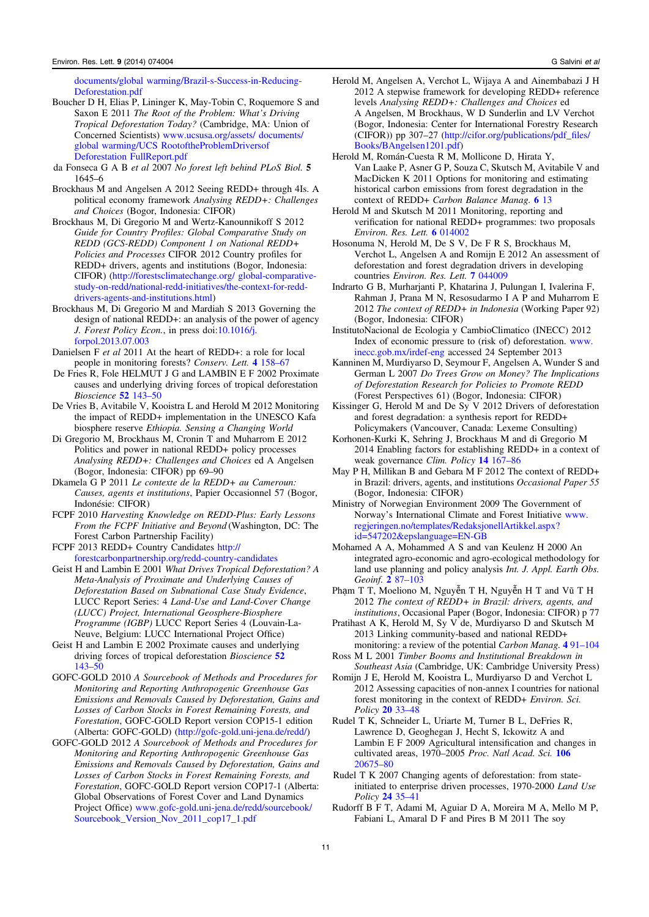documents/global warming/Brazil-s-Success-in-Reducing-Deforestation.pdf

Boucher D H, Elias P, Lininger K, May-Tobin C, Roquemore S and Saxen E 2011 *The Root of the Problem: What's Driving Tropical Deforestation Today?* (Cambridge, MA: Union of Concerned Scientists) www.ucsusa.org/assets/ documents/ global warming/UCS RootoftheProblemDriversof Deforestation FullReport.pdf

da Fonseca G A B *et al* 2007 No forest left behind *PLoS Biol.* **5** 1645–6

Brockhaus M and Angelsen A 2012 Seeing REDD+ through 4Is. A political economy framework *Analysing REDD+: Challenges and Choices* (Bogor, Indonesia: CIFOR)

Brockhaus M, Di Gregorio M and Wertz-Kanounnikoff S 2012 *Guide for Country Profiles: Global Comparative Study on REDD (GCS-REDD) Component 1 on National REDD+ Policies and Processes* CIFOR 2012 Country profiles for REDD+ drivers, agents and institutions (Bogor, Indonesia: CIFOR) (http://forestsclimatechange.org/ global-comparative-study-on-redd/national-redd-initiatives/the-context-for-redd-drivers-agents-and-institutions.html)

Brockhaus M, Di Gregorio M and Mardiah S 2013 Governing the design of national REDD+: an analysis of the power of agency *J. Forest Policy Econ.*, in press doi:10.1016/j.forpol.2013.07.003

Danielsen F *et al* 2011 At the heart of REDD+: a role for local people in monitoring forests? *Conserv. Lett.* **4** 158–67

De Fries R, Fole HELMUT J G and LAMBIN E F 2002 Proximate causes and underlying driving forces of tropical deforestation *Bioscience* **52** 143–50

De Vries B, Avitabile V, Kooistra L and Herold M 2012 Monitoring the impact of REDD+ implementation in the UNESCO Kafa biosphere reserve *Ethiopia. Sensing a Changing World*

Di Gregorio M, Brockhaus M, Cronin T and Muharrom E 2012 Politics and power in national REDD+ policy processes *Analysing REDD+: Challenges and Choices* ed A Angelsen (Bogor, Indonesia: CIFOR) pp 69–90

Dkamela G P 2011 *Le contexte de la REDD+ au Cameroun: Causes, agents et institutions*, Papier Occasionnel 57 (Bogor, Indonésie: CIFOR)

FCPF 2010 *Harvesting Knowledge on REDD-Plus: Early Lessons From the FCPF Initiative and Beyond* (Washington, DC: The Forest Carbon Partnership Facility)

FCPF 2013 REDD+ Country Candidates http://forestcarbonpartnership.org/redd-country-candidates

Geist H and Lambin E 2001 *What Drives Tropical Deforestation? A Meta-Analysis of Proximate and Underlying Causes of Deforestation Based on Subnational Case Study Evidence*, LUCC Report Series: 4 *Land-Use and Land-Cover Change (LUCC) Project, International Geosphere-Biosphere Programme (IGBP)* LUCC Report Series 4 (Louvain-La-Neuve, Belgium: LUCC International Project Office)

Geist H and Lambin E 2002 Proximate causes and underlying driving forces of tropical deforestation *Bioscience* **52** 143–50

GOFC-GOLD 2010 *A Sourcebook of Methods and Procedures for Monitoring and Reporting Anthropogenic Greenhouse Gas Emissions and Removals Caused by Deforestation, Gains and Losses of Carbon Stocks in Forest Remaining Forests, and Forestation*, GOFC-GOLD Report version COP15-1 edition (Alberta: GOFC-GOLD) (http://gofc-gold.uni-jena.de/redd/)

GOFC-GOLD 2012 *A Sourcebook of Methods and Procedures for Monitoring and Reporting Anthropogenic Greenhouse Gas Emissions and Removals Caused by Deforestation, Gains and Losses of Carbon Stocks in Forest Remaining Forests, and Forestation*, GOFC-GOLD Report version COP17-1 (Alberta: Global Observations of Forest Cover and Land Dynamics Project Office) www.gofc-gold.uni-jena.de/redd/sourcebook/Sourcebook_Version_Nov_2011_cop17_1.pdf

Herold M, Angelsen A, Verchot L, Wijaya A and Ainembabazi J H 2012 A stepwise framework for developing REDD+ reference levels *Analysing REDD+: Challenges and Choices* ed A Angelsen, M Brockhaus, W D Sunderlin and LV Verchot (Bogor, Indonesia: Center for International Forestry Research (CIFOR)) pp 307–27 (http://cifor.org/publications/pdf_files/Books/BAngelsen1201.pdf)

Herold M, Román-Cuesta R M, Mollicone D, Hirata Y, Van Laake P, Asner G P, Souza C, Skutsch M, Avitabile V and MacDicken K 2011 Options for monitoring and estimating historical carbon emissions from forest degradation in the context of REDD+ *Carbon Balance Manag.* **6** 13

Herold M and Skutsch M 2011 Monitoring, reporting and verification for national REDD+ programmes: two proposals *Environ. Res. Lett.* **6** 014002

Hosonuma N, Herold M, De S V, De F R S, Brockhaus M, Verchot L, Angelsen A and Romijn E 2012 An assessment of deforestation and forest degradation drivers in developing countries *Environ. Res. Lett.* **7** 044009

Indrarto G B, Murharjanti P, Khatarina J, Pulungan I, Ivalerina F, Rahman J, Prana M N, Resosudarmo I A P and Muharrom E 2012 *The context of REDD+ in Indonesia* (Working Paper 92) (Bogor, Indonesia: CIFOR)

InstitutoNacional de Ecologia y CambioClimatico (INECC) 2012 Index of economic pressure to (risk of) deforestation. www.inecc.gob.mx/irdef-eng accessed 24 September 2013

Kanninen M, Murdiyarso D, Seymour F, Angelsen A, Wunder S and German L 2007 *Do Trees Grow on Money? The Implications of Deforestation Research for Policies to Promote REDD* (Forest Perspectives 61) (Bogor, Indonesia: CIFOR)

Kissinger G, Herold M and De Sy V 2012 Drivers of deforestation and forest degradation: a synthesis report for REDD+ Policymakers (Vancouver, Canada: Lexeme Consulting)

Korhonen-Kurki K, Sehring J, Brockhaus M and di Gregorio M 2014 Enabling factors for establishing REDD+ in a context of weak governance *Clim. Policy* **14** 167–86

May P H, Millikan B and Gebara M F 2012 The context of REDD+ in Brazil: drivers, agents, and institutions *Occasional Paper 55* (Bogor, Indonesia: CIFOR)

Ministry of Norwegian Environment 2009 The Government of Norway's International Climate and Forest Initiative www.regjeringen.no/templates/RedaksjonellArtikkel.aspx?id=547202&epslanguage=EN-GB

Mohamed A A, Mohammed A S and van Keulenz H 2000 An integrated agro-economic and agro-ecological methodology for land use planning and policy analysis *Int. J. Appl. Earth Obs. Geoinf.* **2** 87–103

Phạm T T, Moeliono M, Nguyễn T H, Nguyễn H T and Vũ T H 2012 *The context of REDD+ in Brazil: drivers, agents, and institutions*, Occasional Paper (Bogor, Indonesia: CIFOR) p 77

Pratihast A K, Herold M, Sy V de, Murdiyarso D and Skutsch M 2013 Linking community-based and national REDD+ monitoring: a review of the potential *Carbon Manag.* **4** 91–104

Ross M L 2001 *Timber Booms and Institutional Breakdown in Southeast Asia* (Cambridge, UK: Cambridge University Press)

Romijn J E, Herold M, Kooistra L, Murdiyarso D and Verchot L 2012 Assessing capacities of non-annex I countries for national forest monitoring in the context of REDD+ *Environ. Sci. Policy* **20** 33–48

Rudel T K, Schneider L, Uriarte M, Turner B L, DeFries R, Lawrence D, Geoghegan J, Hecht S, Ickowitz A and Lambin E F 2009 Agricultural intensification and changes in cultivated areas, 1970–2005 *Proc. Natl Acad. Sci.* **106** 20675–80

Rudel T K 2007 Changing agents of deforestation: from state-initiated to enterprise driven processes, 1970-2000 *Land Use Policy* **24** 35–41

Rudorff B F T, Adami M, Aguiar D A, Moreira M A, Mello M P, Fabiani L, Amaral D F and Pires B M 2011 The soy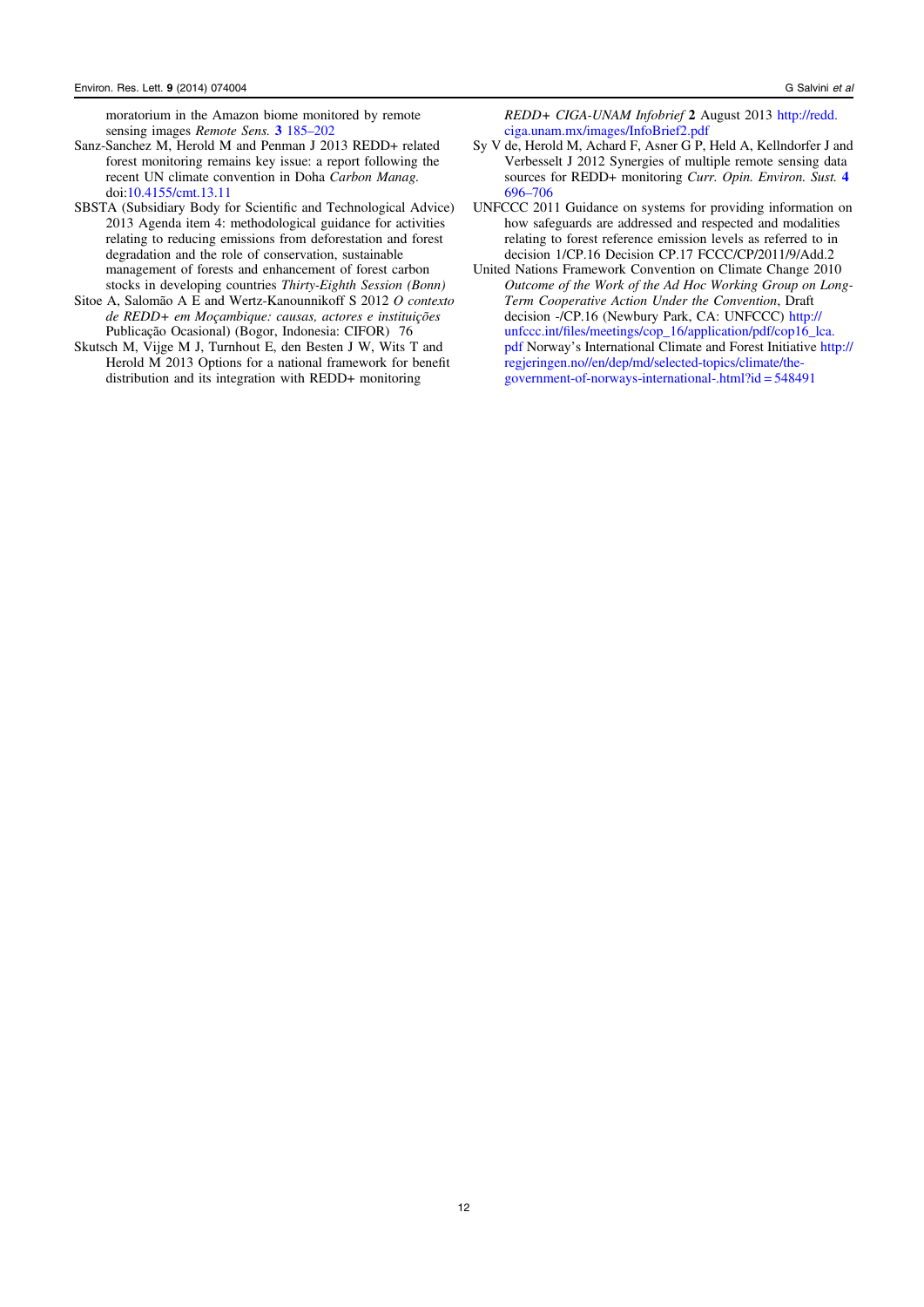moratorium in the Amazon biome monitored by remote sensing images *Remote Sens.* **3** 185–202

Sanz-Sanchez M, Herold M and Penman J 2013 REDD+ related forest monitoring remains key issue: a report following the recent UN climate convention in Doha *Carbon Manag.* doi:10.4155/cmt.13.11

SBSTA (Subsidiary Body for Scientific and Technological Advice) 2013 Agenda item 4: methodological guidance for activities relating to reducing emissions from deforestation and forest degradation and the role of conservation, sustainable management of forests and enhancement of forest carbon stocks in developing countries *Thirty-Eighth Session (Bonn)*

Sitoe A, Salomão A E and Wertz-Kanounnikoff S 2012 *O contexto de REDD+ em Moçambique: causas, actores e instituições* Publicação Ocasional) (Bogor, Indonesia: CIFOR) 76

Skutsch M, Vijge M J, Turnhout E, den Besten J W, Wits T and Herold M 2013 Options for a national framework for benefit distribution and its integration with REDD+ monitoring *REDD+ CIGA-UNAM Infobrief* **2** August 2013 http://redd.ciga.unam.mx/images/InfoBrief2.pdf

Sy V de, Herold M, Achard F, Asner G P, Held A, Kellndorfer J and Verbesselt J 2012 Synergies of multiple remote sensing data sources for REDD+ monitoring *Curr. Opin. Environ. Sust.* **4** 696–706

UNFCCC 2011 Guidance on systems for providing information on how safeguards are addressed and respected and modalities relating to forest reference emission levels as referred to in decision 1/CP.16 Decision CP.17 FCCC/CP/2011/9/Add.2

United Nations Framework Convention on Climate Change 2010 *Outcome of the Work of the Ad Hoc Working Group on Long-Term Cooperative Action Under the Convention*, Draft decision -/CP.16 (Newbury Park, CA: UNFCCC) http://unfccc.int/files/meetings/cop_16/application/pdf/cop16_lca.pdf Norway's International Climate and Forest Initiative http://regjeringen.no//en/dep/md/selected-topics/climate/the-government-of-norways-international-.html?id = 548491